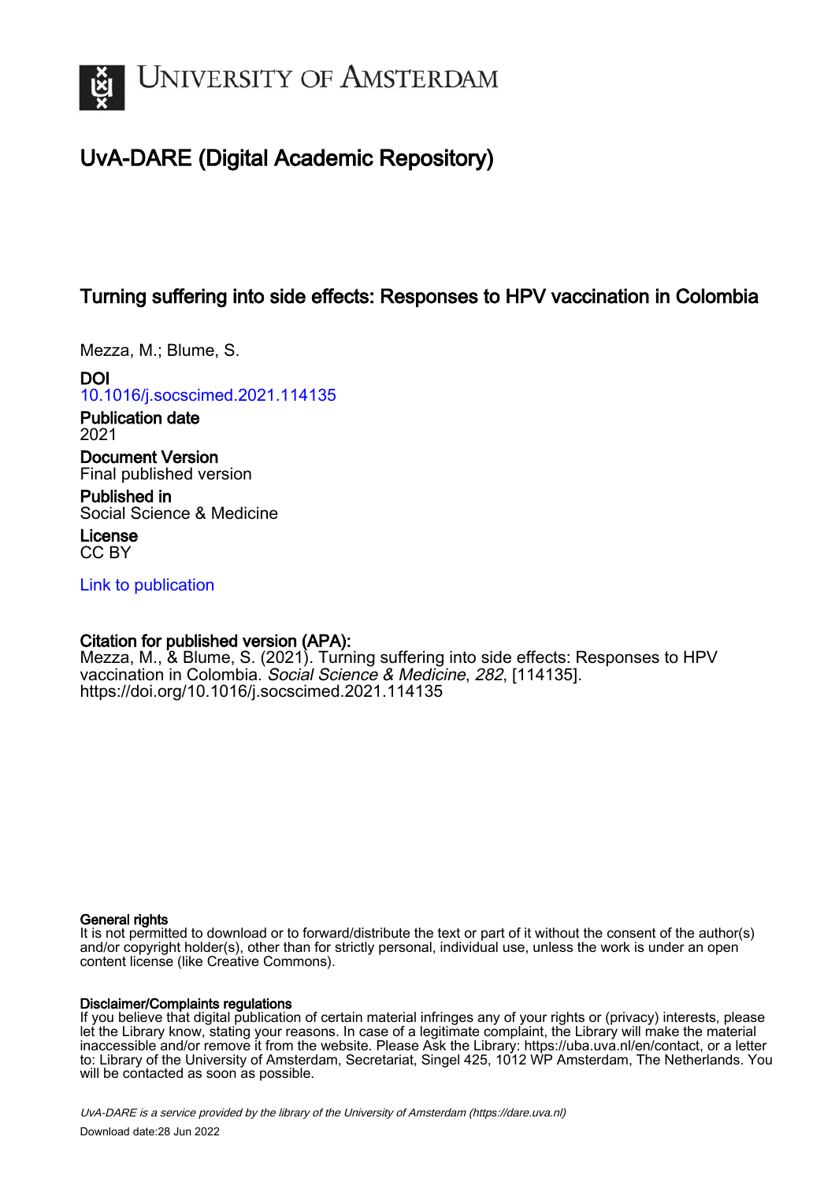# UvA-DARE (Digital Academic Repository)

## Turning suffering into side effects: Responses to HPV vaccination in Colombia

Mezza, M.; Blume, S.

**DOI**
[10.1016/j.socscimed.2021.114135](https://doi.org/10.1016/j.socscimed.2021.114135)

**Publication date**
2021

**Document Version**
Final published version

**Published in**
Social Science & Medicine

**License**
CC BY

[Link to publication](https://dare.uva.nl)

**Citation for published version (APA):**
Mezza, M., & Blume, S. (2021). Turning suffering into side effects: Responses to HPV vaccination in Colombia. *Social Science & Medicine*, *282*, [114135]. https://doi.org/10.1016/j.socscimed.2021.114135

**General rights**
It is not permitted to download or to forward/distribute the text or part of it without the consent of the author(s) and/or copyright holder(s), other than for strictly personal, individual use, unless the work is under an open content license (like Creative Commons).

**Disclaimer/Complaints regulations**
If you believe that digital publication of certain material infringes any of your rights or (privacy) interests, please let the Library know, stating your reasons. In case of a legitimate complaint, the Library will make the material inaccessible and/or remove it from the website. Please Ask the Library: https://uba.uva.nl/en/contact, or a letter to: Library of the University of Amsterdam, Secretariat, Singel 425, 1012 WP Amsterdam, The Netherlands. You will be contacted as soon as possible.

UvA-DARE is a service provided by the library of the University of Amsterdam (https://dare.uva.nl)

Download date:28 Jun 2022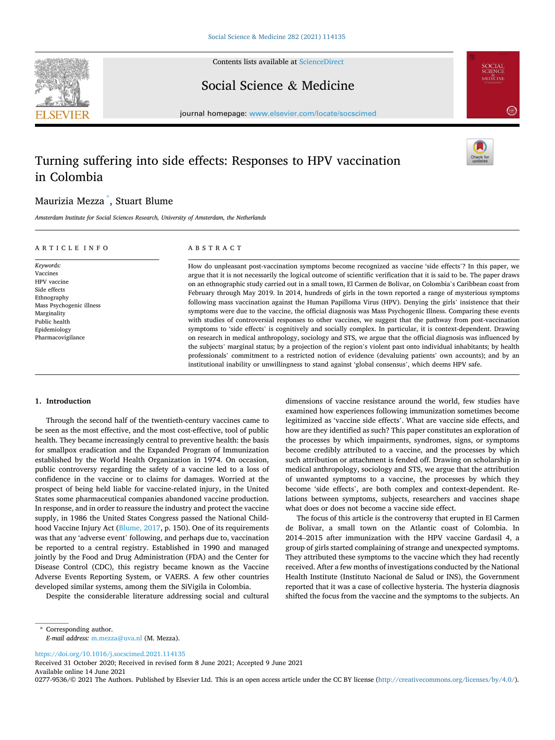# Turning suffering into side effects: Responses to HPV vaccination in Colombia

Maurizia Mezza [*], Stuart Blume

*Amsterdam Institute for Social Sciences Research, University of Amsterdam, the Netherlands*

## ARTICLE INFO

*Keywords:*
Vaccines
HPV vaccine
Side effects
Ethnography
Mass Psychogenic illness
Marginality
Public health
Epidemiology
Pharmacovigilance

## ABSTRACT

How do unpleasant post-vaccination symptoms become recognized as vaccine 'side effects'? In this paper, we argue that it is not necessarily the logical outcome of scientific verification that it is said to be. The paper draws on an ethnographic study carried out in a small town, El Carmen de Bolivar, on Colombia's Caribbean coast from February through May 2019. In 2014, hundreds of girls in the town reported a range of mysterious symptoms following mass vaccination against the Human Papilloma Virus (HPV). Denying the girls' insistence that their symptoms were due to the vaccine, the official diagnosis was Mass Psychogenic Illness. Comparing these events with studies of controversial responses to other vaccines, we suggest that the pathway from post-vaccination symptoms to 'side effects' is cognitively and socially complex. In particular, it is context-dependent. Drawing on research in medical anthropology, sociology and STS, we argue that the official diagnosis was influenced by the subjects' marginal status; by a projection of the region's violent past onto individual inhabitants; by health professionals' commitment to a restricted notion of evidence (devaluing patients' own accounts); and by an institutional inability or unwillingness to stand against 'global consensus', which deems HPV safe.

## 1. Introduction

Through the second half of the twentieth-century vaccines came to be seen as the most effective, and the most cost-effective, tool of public health. They became increasingly central to preventive health: the basis for smallpox eradication and the Expanded Program of Immunization established by the World Health Organization in 1974. On occasion, public controversy regarding the safety of a vaccine led to a loss of confidence in the vaccine or to claims for damages. Worried at the prospect of being held liable for vaccine-related injury, in the United States some pharmaceutical companies abandoned vaccine production. In response, and in order to reassure the industry and protect the vaccine supply, in 1986 the United States Congress passed the National Childhood Vaccine Injury Act (Blume, 2017, p. 150). One of its requirements was that any 'adverse event' following, and perhaps due to, vaccination be reported to a central registry. Established in 1990 and managed jointly by the Food and Drug Administration (FDA) and the Center for Disease Control (CDC), this registry became known as the Vaccine Adverse Events Reporting System, or VAERS. A few other countries developed similar systems, among them the SiVigila in Colombia.

Despite the considerable literature addressing social and cultural dimensions of vaccine resistance around the world, few studies have examined how experiences following immunization sometimes become legitimized as 'vaccine side effects'. What are vaccine side effects, and how are they identified as such? This paper constitutes an exploration of the processes by which impairments, syndromes, signs, or symptoms become credibly attributed to a vaccine, and the processes by which such attribution or attachment is fended off. Drawing on scholarship in medical anthropology, sociology and STS, we argue that the attribution of unwanted symptoms to a vaccine, the processes by which they become 'side effects', are both complex and context-dependent. Relations between symptoms, subjects, researchers and vaccines shape what does or does not become a vaccine side effect.

The focus of this article is the controversy that erupted in El Carmen de Bolivar, a small town on the Atlantic coast of Colombia. In 2014–2015 after immunization with the HPV vaccine Gardasil 4, a group of girls started complaining of strange and unexpected symptoms. They attributed these symptoms to the vaccine which they had recently received. After a few months of investigations conducted by the National Health Institute (Instituto Nacional de Salud or INS), the Government reported that it was a case of collective hysteria. The hysteria diagnosis shifted the focus from the vaccine and the symptoms to the subjects. An

---

[*] Corresponding author.
*E-mail address:* m.mezza@uva.nl (M. Mezza).

https://doi.org/10.1016/j.socscimed.2021.114135
Received 31 October 2020; Received in revised form 8 June 2021; Accepted 9 June 2021
Available online 14 June 2021
0277-9536/© 2021 The Authors. Published by Elsevier Ltd. This is an open access article under the CC BY license (http://creativecommons.org/licenses/by/4.0/).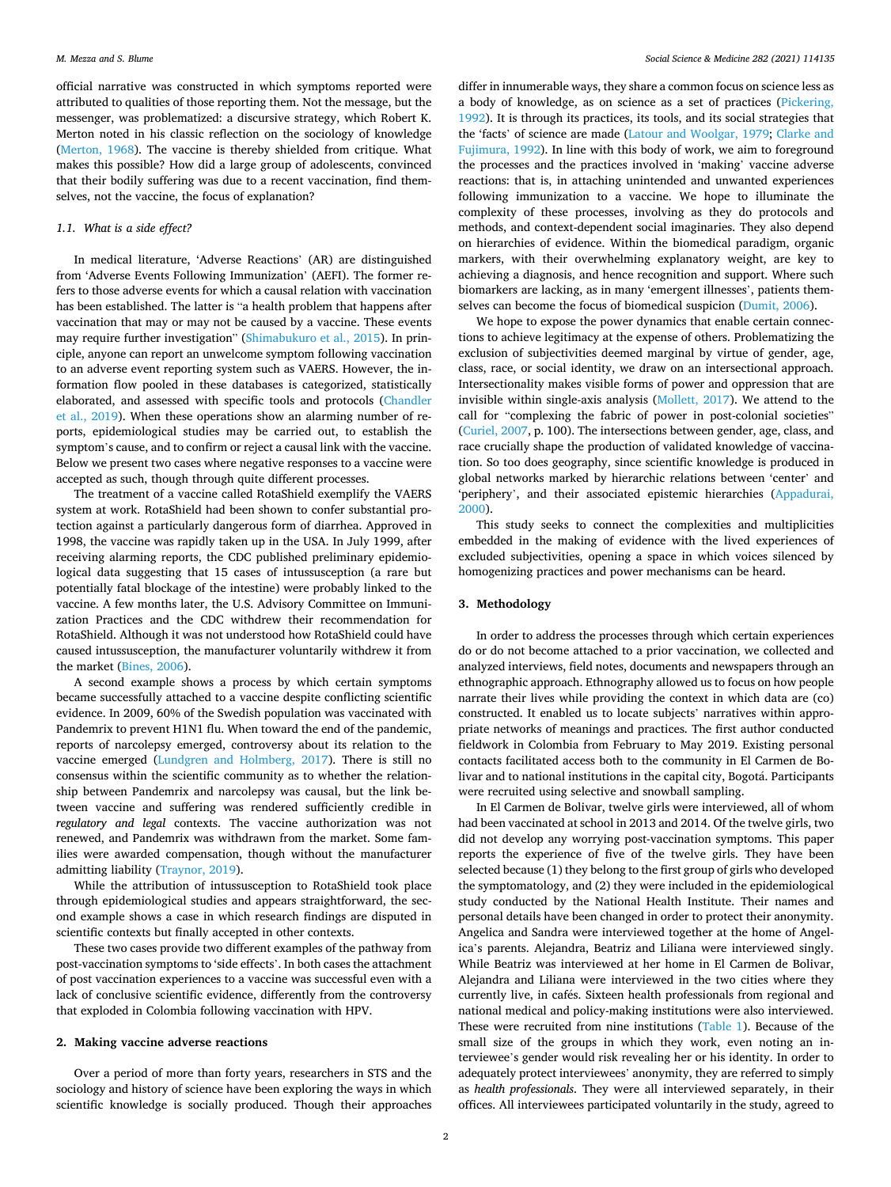official narrative was constructed in which symptoms reported were attributed to qualities of those reporting them. Not the message, but the messenger, was problematized: a discursive strategy, which Robert K. Merton noted in his classic reflection on the sociology of knowledge (Merton, 1968). The vaccine is thereby shielded from critique. What makes this possible? How did a large group of adolescents, convinced that their bodily suffering was due to a recent vaccination, find themselves, not the vaccine, the focus of explanation?

### 1.1. What is a side effect?

In medical literature, 'Adverse Reactions' (AR) are distinguished from 'Adverse Events Following Immunization' (AEFI). The former refers to those adverse events for which a causal relation with vaccination has been established. The latter is "a health problem that happens after vaccination that may or may not be caused by a vaccine. These events may require further investigation" (Shimabukuro et al., 2015). In principle, anyone can report an unwelcome symptom following vaccination to an adverse event reporting system such as VAERS. However, the information flow pooled in these databases is categorized, statistically elaborated, and assessed with specific tools and protocols (Chandler et al., 2019). When these operations show an alarming number of reports, epidemiological studies may be carried out, to establish the symptom's cause, and to confirm or reject a causal link with the vaccine. Below we present two cases where negative responses to a vaccine were accepted as such, though through quite different processes.

The treatment of a vaccine called RotaShield exemplify the VAERS system at work. RotaShield had been shown to confer substantial protection against a particularly dangerous form of diarrhea. Approved in 1998, the vaccine was rapidly taken up in the USA. In July 1999, after receiving alarming reports, the CDC published preliminary epidemiological data suggesting that 15 cases of intussusception (a rare but potentially fatal blockage of the intestine) were probably linked to the vaccine. A few months later, the U.S. Advisory Committee on Immunization Practices and the CDC withdrew their recommendation for RotaShield. Although it was not understood how RotaShield could have caused intussusception, the manufacturer voluntarily withdrew it from the market (Bines, 2006).

A second example shows a process by which certain symptoms became successfully attached to a vaccine despite conflicting scientific evidence. In 2009, 60% of the Swedish population was vaccinated with Pandemrix to prevent H1N1 flu. When toward the end of the pandemic, reports of narcolepsy emerged, controversy about its relation to the vaccine emerged (Lundgren and Holmberg, 2017). There is still no consensus within the scientific community as to whether the relationship between Pandemrix and narcolepsy was causal, but the link between vaccine and suffering was rendered sufficiently credible in *regulatory and legal* contexts. The vaccine authorization was not renewed, and Pandemrix was withdrawn from the market. Some families were awarded compensation, though without the manufacturer admitting liability (Traynor, 2019).

While the attribution of intussusception to RotaShield took place through epidemiological studies and appears straightforward, the second example shows a case in which research findings are disputed in scientific contexts but finally accepted in other contexts.

These two cases provide two different examples of the pathway from post-vaccination symptoms to 'side effects'. In both cases the attachment of post vaccination experiences to a vaccine was successful even with a lack of conclusive scientific evidence, differently from the controversy that exploded in Colombia following vaccination with HPV.

## 2. Making vaccine adverse reactions

Over a period of more than forty years, researchers in STS and the sociology and history of science have been exploring the ways in which scientific knowledge is socially produced. Though their approaches differ in innumerable ways, they share a common focus on science less as a body of knowledge, as on science as a set of practices (Pickering, 1992). It is through its practices, its tools, and its social strategies that the 'facts' of science are made (Latour and Woolgar, 1979; Clarke and Fujimura, 1992). In line with this body of work, we aim to foreground the processes and the practices involved in 'making' vaccine adverse reactions: that is, in attaching unintended and unwanted experiences following immunization to a vaccine. We hope to illuminate the complexity of these processes, involving as they do protocols and methods, and context-dependent social imaginaries. They also depend on hierarchies of evidence. Within the biomedical paradigm, organic markers, with their overwhelming explanatory weight, are key to achieving a diagnosis, and hence recognition and support. Where such biomarkers are lacking, as in many 'emergent illnesses', patients themselves can become the focus of biomedical suspicion (Dumit, 2006).

We hope to expose the power dynamics that enable certain connections to achieve legitimacy at the expense of others. Problematizing the exclusion of subjectivities deemed marginal by virtue of gender, age, class, race, or social identity, we draw on an intersectional approach. Intersectionality makes visible forms of power and oppression that are invisible within single-axis analysis (Mollett, 2017). We attend to the call for "complexing the fabric of power in post-colonial societies" (Curiel, 2007, p. 100). The intersections between gender, age, class, and race crucially shape the production of validated knowledge of vaccination. So too does geography, since scientific knowledge is produced in global networks marked by hierarchic relations between 'center' and 'periphery', and their associated epistemic hierarchies (Appadurai, 2000).

This study seeks to connect the complexities and multiplicities embedded in the making of evidence with the lived experiences of excluded subjectivities, opening a space in which voices silenced by homogenizing practices and power mechanisms can be heard.

## 3. Methodology

In order to address the processes through which certain experiences do or do not become attached to a prior vaccination, we collected and analyzed interviews, field notes, documents and newspapers through an ethnographic approach. Ethnography allowed us to focus on how people narrate their lives while providing the context in which data are (co) constructed. It enabled us to locate subjects' narratives within appropriate networks of meanings and practices. The first author conducted fieldwork in Colombia from February to May 2019. Existing personal contacts facilitated access both to the community in El Carmen de Bolivar and to national institutions in the capital city, Bogotá. Participants were recruited using selective and snowball sampling.

In El Carmen de Bolivar, twelve girls were interviewed, all of whom had been vaccinated at school in 2013 and 2014. Of the twelve girls, two did not develop any worrying post-vaccination symptoms. This paper reports the experience of five of the twelve girls. They have been selected because (1) they belong to the first group of girls who developed the symptomatology, and (2) they were included in the epidemiological study conducted by the National Health Institute. Their names and personal details have been changed in order to protect their anonymity. Angelica and Sandra were interviewed together at the home of Angelica's parents. Alejandra, Beatriz and Liliana were interviewed singly. While Beatriz was interviewed at her home in El Carmen de Bolivar, Alejandra and Liliana were interviewed in the two cities where they currently live, in cafés. Sixteen health professionals from regional and national medical and policy-making institutions were also interviewed. These were recruited from nine institutions (Table 1). Because of the small size of the groups in which they work, even noting an interviewee's gender would risk revealing her or his identity. In order to adequately protect interviewees' anonymity, they are referred to simply as *health professionals*. They were all interviewed separately, in their offices. All interviewees participated voluntarily in the study, agreed to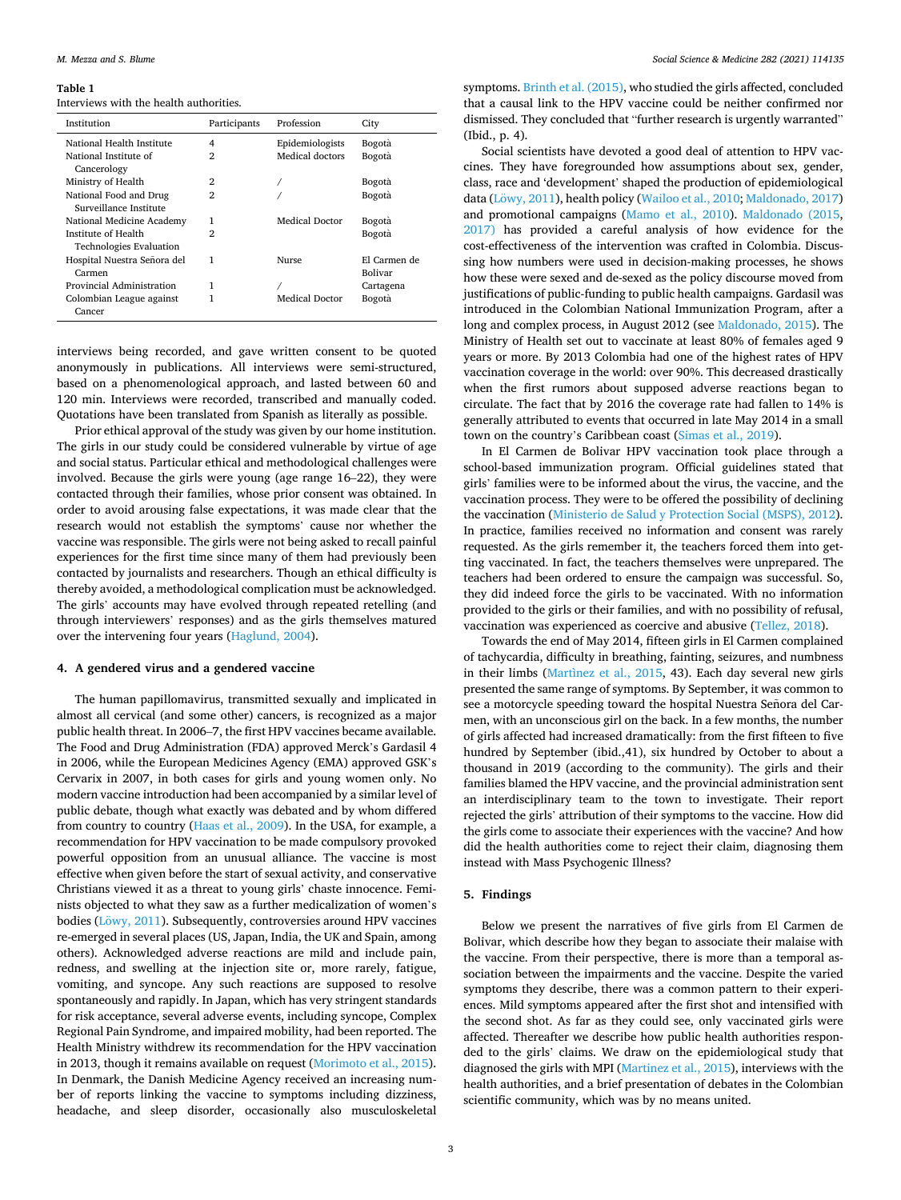**Table 1**
Interviews with the health authorities.

| Institution | Participants | Profession | City |
|---|---|---|---|
| National Health Institute | 4 | Epidemiologists | Bogotà |
| National Institute of Cancerology | 2 | Medical doctors | Bogotà |
| Ministry of Health | 2 | / | Bogotà |
| National Food and Drug Surveillance Institute | 2 | / | Bogotà |
| National Medicine Academy | 1 | Medical Doctor | Bogotà |
| Institute of Health Technologies Evaluation | 2 | | Bogotà |
| Hospital Nuestra Señora del Carmen | 1 | Nurse | El Carmen de Bolivar |
| Provincial Administration | 1 | / | Cartagena |
| Colombian League against Cancer | 1 | Medical Doctor | Bogotà |

interviews being recorded, and gave written consent to be quoted anonymously in publications. All interviews were semi-structured, based on a phenomenological approach, and lasted between 60 and 120 min. Interviews were recorded, transcribed and manually coded. Quotations have been translated from Spanish as literally as possible.

Prior ethical approval of the study was given by our home institution. The girls in our study could be considered vulnerable by virtue of age and social status. Particular ethical and methodological challenges were involved. Because the girls were young (age range 16–22), they were contacted through their families, whose prior consent was obtained. In order to avoid arousing false expectations, it was made clear that the research would not establish the symptoms' cause nor whether the vaccine was responsible. The girls were not being asked to recall painful experiences for the first time since many of them had previously been contacted by journalists and researchers. Though an ethical difficulty is thereby avoided, a methodological complication must be acknowledged. The girls' accounts may have evolved through repeated retelling (and through interviewers' responses) and as the girls themselves matured over the intervening four years (Haglund, 2004).

## 4. A gendered virus and a gendered vaccine

The human papillomavirus, transmitted sexually and implicated in almost all cervical (and some other) cancers, is recognized as a major public health threat. In 2006–7, the first HPV vaccines became available. The Food and Drug Administration (FDA) approved Merck's Gardasil 4 in 2006, while the European Medicines Agency (EMA) approved GSK's Cervarix in 2007, in both cases for girls and young women only. No modern vaccine introduction had been accompanied by a similar level of public debate, though what exactly was debated and by whom differed from country to country (Haas et al., 2009). In the USA, for example, a recommendation for HPV vaccination to be made compulsory provoked powerful opposition from an unusual alliance. The vaccine is most effective when given before the start of sexual activity, and conservative Christians viewed it as a threat to young girls' chaste innocence. Feminists objected to what they saw as a further medicalization of women's bodies (Löwy, 2011). Subsequently, controversies around HPV vaccines re-emerged in several places (US, Japan, India, the UK and Spain, among others). Acknowledged adverse reactions are mild and include pain, redness, and swelling at the injection site or, more rarely, fatigue, vomiting, and syncope. Any such reactions are supposed to resolve spontaneously and rapidly. In Japan, which has very stringent standards for risk acceptance, several adverse events, including syncope, Complex Regional Pain Syndrome, and impaired mobility, had been reported. The Health Ministry withdrew its recommendation for the HPV vaccination in 2013, though it remains available on request (Morimoto et al., 2015). In Denmark, the Danish Medicine Agency received an increasing number of reports linking the vaccine to symptoms including dizziness, headache, and sleep disorder, occasionally also musculoskeletal symptoms. Brinth et al. (2015), who studied the girls affected, concluded that a causal link to the HPV vaccine could be neither confirmed nor dismissed. They concluded that "further research is urgently warranted" (Ibid., p. 4).

Social scientists have devoted a good deal of attention to HPV vaccines. They have foregrounded how assumptions about sex, gender, class, race and 'development' shaped the production of epidemiological data (Löwy, 2011), health policy (Wailoo et al., 2010; Maldonado, 2017) and promotional campaigns (Mamo et al., 2010). Maldonado (2015, 2017) has provided a careful analysis of how evidence for the cost-effectiveness of the intervention was crafted in Colombia. Discussing how numbers were used in decision-making processes, he shows how these were sexed and de-sexed as the policy discourse moved from justifications of public-funding to public health campaigns. Gardasil was introduced in the Colombian National Immunization Program, after a long and complex process, in August 2012 (see Maldonado, 2015). The Ministry of Health set out to vaccinate at least 80% of females aged 9 years or more. By 2013 Colombia had one of the highest rates of HPV vaccination coverage in the world: over 90%. This decreased drastically when the first rumors about supposed adverse reactions began to circulate. The fact that by 2016 the coverage rate had fallen to 14% is generally attributed to events that occurred in late May 2014 in a small town on the country's Caribbean coast (Simas et al., 2019).

In El Carmen de Bolivar HPV vaccination took place through a school-based immunization program. Official guidelines stated that girls' families were to be informed about the virus, the vaccine, and the vaccination process. They were to be offered the possibility of declining the vaccination (Ministerio de Salud y Protection Social (MSPS), 2012). In practice, families received no information and consent was rarely requested. As the girls remember it, the teachers forced them into getting vaccinated. In fact, the teachers themselves were unprepared. The teachers had been ordered to ensure the campaign was successful. So, they did indeed force the girls to be vaccinated. With no information provided to the girls or their families, and with no possibility of refusal, vaccination was experienced as coercive and abusive (Tellez, 2018).

Towards the end of May 2014, fifteen girls in El Carmen complained of tachycardia, difficulty in breathing, fainting, seizures, and numbness in their limbs (Martìnez et al., 2015, 43). Each day several new girls presented the same range of symptoms. By September, it was common to see a motorcycle speeding toward the hospital Nuestra Señora del Carmen, with an unconscious girl on the back. In a few months, the number of girls affected had increased dramatically: from the first fifteen to five hundred by September (ibid.,41), six hundred by October to about a thousand in 2019 (according to the community). The girls and their families blamed the HPV vaccine, and the provincial administration sent an interdisciplinary team to the town to investigate. Their report rejected the girls' attribution of their symptoms to the vaccine. How did the girls come to associate their experiences with the vaccine? And how did the health authorities come to reject their claim, diagnosing them instead with Mass Psychogenic Illness?

## 5. Findings

Below we present the narratives of five girls from El Carmen de Bolivar, which describe how they began to associate their malaise with the vaccine. From their perspective, there is more than a temporal association between the impairments and the vaccine. Despite the varied symptoms they describe, there was a common pattern to their experiences. Mild symptoms appeared after the first shot and intensified with the second shot. As far as they could see, only vaccinated girls were affected. Thereafter we describe how public health authorities responded to the girls' claims. We draw on the epidemiological study that diagnosed the girls with MPI (Martinez et al., 2015), interviews with the health authorities, and a brief presentation of debates in the Colombian scientific community, which was by no means united.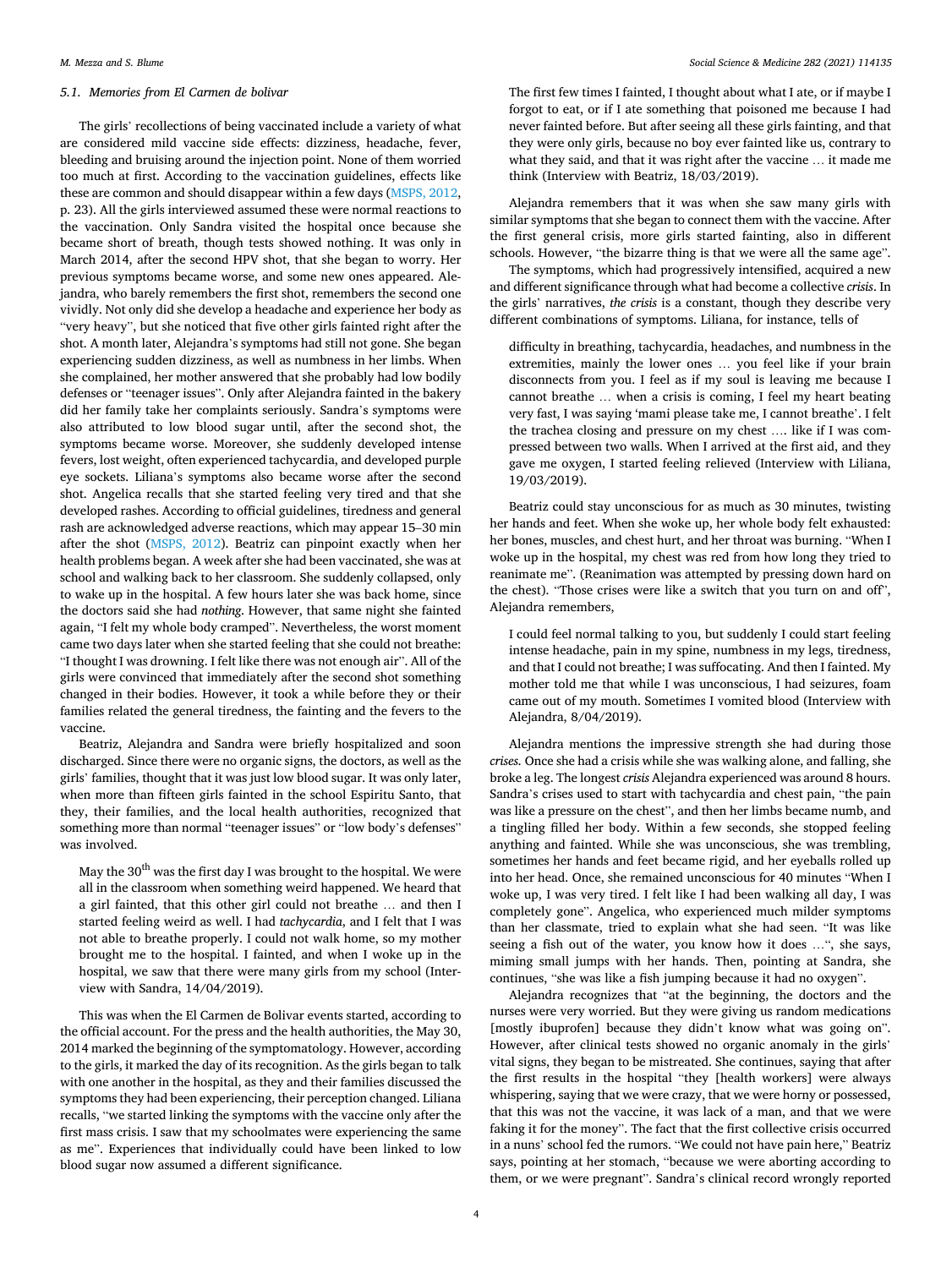### 5.1. Memories from El Carmen de bolivar

The girls' recollections of being vaccinated include a variety of what are considered mild vaccine side effects: dizziness, headache, fever, bleeding and bruising around the injection point. None of them worried too much at first. According to the vaccination guidelines, effects like these are common and should disappear within a few days (MSPS, 2012, p. 23). All the girls interviewed assumed these were normal reactions to the vaccination. Only Sandra visited the hospital once because she became short of breath, though tests showed nothing. It was only in March 2014, after the second HPV shot, that she began to worry. Her previous symptoms became worse, and some new ones appeared. Alejandra, who barely remembers the first shot, remembers the second one vividly. Not only did she develop a headache and experience her body as "very heavy", but she noticed that five other girls fainted right after the shot. A month later, Alejandra's symptoms had still not gone. She began experiencing sudden dizziness, as well as numbness in her limbs. When she complained, her mother answered that she probably had low bodily defenses or "teenager issues". Only after Alejandra fainted in the bakery did her family take her complaints seriously. Sandra's symptoms were also attributed to low blood sugar until, after the second shot, the symptoms became worse. Moreover, she suddenly developed intense fevers, lost weight, often experienced tachycardia, and developed purple eye sockets. Liliana's symptoms also became worse after the second shot. Angelica recalls that she started feeling very tired and that she developed rashes. According to official guidelines, tiredness and general rash are acknowledged adverse reactions, which may appear 15–30 min after the shot (MSPS, 2012). Beatriz can pinpoint exactly when her health problems began. A week after she had been vaccinated, she was at school and walking back to her classroom. She suddenly collapsed, only to wake up in the hospital. A few hours later she was back home, since the doctors said she had *nothing*. However, that same night she fainted again, "I felt my whole body cramped". Nevertheless, the worst moment came two days later when she started feeling that she could not breathe: "I thought I was drowning. I felt like there was not enough air". All of the girls were convinced that immediately after the second shot something changed in their bodies. However, it took a while before they or their families related the general tiredness, the fainting and the fevers to the vaccine.

Beatriz, Alejandra and Sandra were briefly hospitalized and soon discharged. Since there were no organic signs, the doctors, as well as the girls' families, thought that it was just low blood sugar. It was only later, when more than fifteen girls fainted in the school Espiritu Santo, that they, their families, and the local health authorities, recognized that something more than normal "teenager issues" or "low body's defenses" was involved.

> May the 30th was the first day I was brought to the hospital. We were all in the classroom when something weird happened. We heard that a girl fainted, that this other girl could not breathe … and then I started feeling weird as well. I had *tachycardia*, and I felt that I was not able to breathe properly. I could not walk home, so my mother brought me to the hospital. I fainted, and when I woke up in the hospital, we saw that there were many girls from my school (Interview with Sandra, 14/04/2019).

This was when the El Carmen de Bolivar events started, according to the official account. For the press and the health authorities, the May 30, 2014 marked the beginning of the symptomatology. However, according to the girls, it marked the day of its recognition. As the girls began to talk with one another in the hospital, as they and their families discussed the symptoms they had been experiencing, their perception changed. Liliana recalls, "we started linking the symptoms with the vaccine only after the first mass crisis. I saw that my schoolmates were experiencing the same as me". Experiences that individually could have been linked to low blood sugar now assumed a different significance.

> The first few times I fainted, I thought about what I ate, or if maybe I forgot to eat, or if I ate something that poisoned me because I had never fainted before. But after seeing all these girls fainting, and that they were only girls, because no boy ever fainted like us, contrary to what they said, and that it was right after the vaccine … it made me think (Interview with Beatriz, 18/03/2019).

Alejandra remembers that it was when she saw many girls with similar symptoms that she began to connect them with the vaccine. After the first general crisis, more girls started fainting, also in different schools. However, "the bizarre thing is that we were all the same age".

The symptoms, which had progressively intensified, acquired a new and different significance through what had become a collective *crisis*. In the girls' narratives, *the crisis* is a constant, though they describe very different combinations of symptoms. Liliana, for instance, tells of

> difficulty in breathing, tachycardia, headaches, and numbness in the extremities, mainly the lower ones … you feel like if your brain disconnects from you. I feel as if my soul is leaving me because I cannot breathe … when a crisis is coming, I feel my heart beating very fast, I was saying 'mami please take me, I cannot breathe'. I felt the trachea closing and pressure on my chest …. like if I was compressed between two walls. When I arrived at the first aid, and they gave me oxygen, I started feeling relieved (Interview with Liliana, 19/03/2019).

Beatriz could stay unconscious for as much as 30 minutes, twisting her hands and feet. When she woke up, her whole body felt exhausted: her bones, muscles, and chest hurt, and her throat was burning. "When I woke up in the hospital, my chest was red from how long they tried to reanimate me". (Reanimation was attempted by pressing down hard on the chest). "Those crises were like a switch that you turn on and off", Alejandra remembers,

> I could feel normal talking to you, but suddenly I could start feeling intense headache, pain in my spine, numbness in my legs, tiredness, and that I could not breathe; I was suffocating. And then I fainted. My mother told me that while I was unconscious, I had seizures, foam came out of my mouth. Sometimes I vomited blood (Interview with Alejandra, 8/04/2019).

Alejandra mentions the impressive strength she had during those *crises*. Once she had a crisis while she was walking alone, and falling, she broke a leg. The longest *crisis* Alejandra experienced was around 8 hours. Sandra's crises used to start with tachycardia and chest pain, "the pain was like a pressure on the chest", and then her limbs became numb, and a tingling filled her body. Within a few seconds, she stopped feeling anything and fainted. While she was unconscious, she was trembling, sometimes her hands and feet became rigid, and her eyeballs rolled up into her head. Once, she remained unconscious for 40 minutes "When I woke up, I was very tired. I felt like I had been walking all day, I was completely gone". Angelica, who experienced much milder symptoms than her classmate, tried to explain what she had seen. "It was like seeing a fish out of the water, you know how it does …", she says, miming small jumps with her hands. Then, pointing at Sandra, she continues, "she was like a fish jumping because it had no oxygen".

Alejandra recognizes that "at the beginning, the doctors and the nurses were very worried. But they were giving us random medications [mostly ibuprofen] because they didn't know what was going on". However, after clinical tests showed no organic anomaly in the girls' vital signs, they began to be mistreated. She continues, saying that after the first results in the hospital "they [health workers] were always whispering, saying that we were crazy, that we were horny or possessed, that this was not the vaccine, it was lack of a man, and that we were faking it for the money". The fact that the first collective crisis occurred in a nuns' school fed the rumors. "We could not have pain here," Beatriz says, pointing at her stomach, "because we were aborting according to them, or we were pregnant". Sandra's clinical record wrongly reported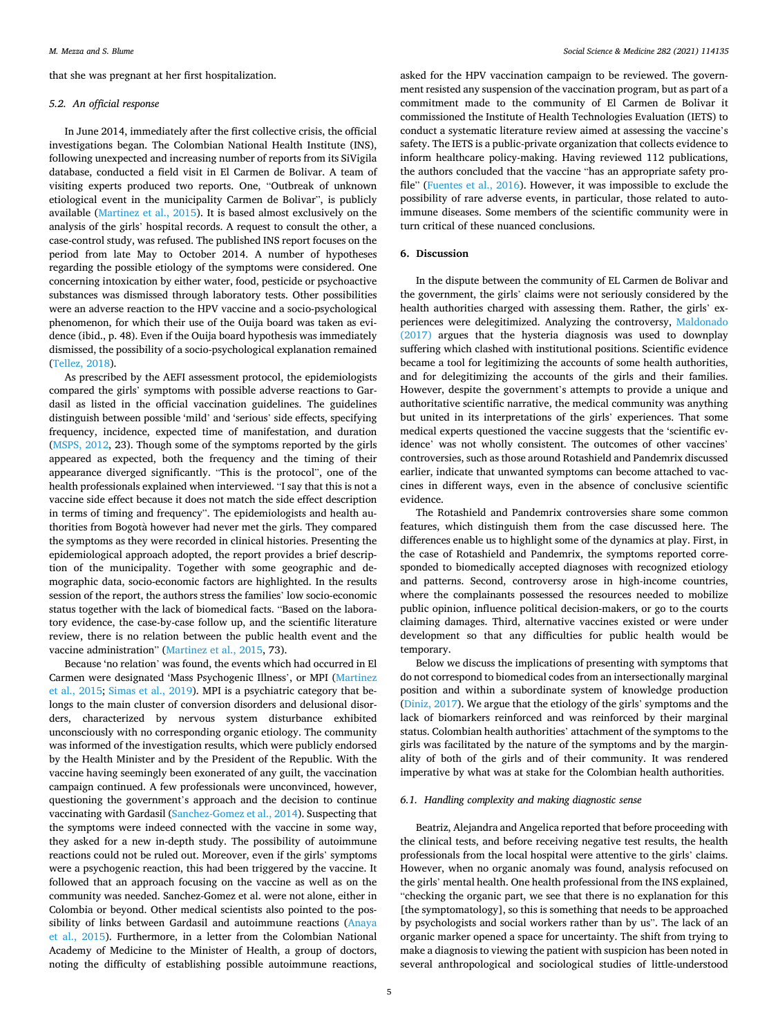that she was pregnant at her first hospitalization.

### 5.2. An official response

In June 2014, immediately after the first collective crisis, the official investigations began. The Colombian National Health Institute (INS), following unexpected and increasing number of reports from its SiVigila database, conducted a field visit in El Carmen de Bolivar. A team of visiting experts produced two reports. One, "Outbreak of unknown etiological event in the municipality Carmen de Bolivar", is publicly available (Martinez et al., 2015). It is based almost exclusively on the analysis of the girls' hospital records. A request to consult the other, a case-control study, was refused. The published INS report focuses on the period from late May to October 2014. A number of hypotheses regarding the possible etiology of the symptoms were considered. One concerning intoxication by either water, food, pesticide or psychoactive substances was dismissed through laboratory tests. Other possibilities were an adverse reaction to the HPV vaccine and a socio-psychological phenomenon, for which their use of the Ouija board was taken as evidence (ibid., p. 48). Even if the Ouija board hypothesis was immediately dismissed, the possibility of a socio-psychological explanation remained (Tellez, 2018).

As prescribed by the AEFI assessment protocol, the epidemiologists compared the girls' symptoms with possible adverse reactions to Gardasil as listed in the official vaccination guidelines. The guidelines distinguish between possible 'mild' and 'serious' side effects, specifying frequency, incidence, expected time of manifestation, and duration (MSPS, 2012, 23). Though some of the symptoms reported by the girls appeared as expected, both the frequency and the timing of their appearance diverged significantly. "This is the protocol", one of the health professionals explained when interviewed. "I say that this is not a vaccine side effect because it does not match the side effect description in terms of timing and frequency". The epidemiologists and health authorities from Bogotà however had never met the girls. They compared the symptoms as they were recorded in clinical histories. Presenting the epidemiological approach adopted, the report provides a brief description of the municipality. Together with some geographic and demographic data, socio-economic factors are highlighted. In the results session of the report, the authors stress the families' low socio-economic status together with the lack of biomedical facts. "Based on the laboratory evidence, the case-by-case follow up, and the scientific literature review, there is no relation between the public health event and the vaccine administration" (Martinez et al., 2015, 73).

Because 'no relation' was found, the events which had occurred in El Carmen were designated 'Mass Psychogenic Illness', or MPI (Martinez et al., 2015; Simas et al., 2019). MPI is a psychiatric category that belongs to the main cluster of conversion disorders and delusional disorders, characterized by nervous system disturbance exhibited unconsciously with no corresponding organic etiology. The community was informed of the investigation results, which were publicly endorsed by the Health Minister and by the President of the Republic. With the vaccine having seemingly been exonerated of any guilt, the vaccination campaign continued. A few professionals were unconvinced, however, questioning the government's approach and the decision to continue vaccinating with Gardasil (Sanchez-Gomez et al., 2014). Suspecting that the symptoms were indeed connected with the vaccine in some way, they asked for a new in-depth study. The possibility of autoimmune reactions could not be ruled out. Moreover, even if the girls' symptoms were a psychogenic reaction, this had been triggered by the vaccine. It followed that an approach focusing on the vaccine as well as on the community was needed. Sanchez-Gomez et al. were not alone, either in Colombia or beyond. Other medical scientists also pointed to the possibility of links between Gardasil and autoimmune reactions (Anaya et al., 2015). Furthermore, in a letter from the Colombian National Academy of Medicine to the Minister of Health, a group of doctors, noting the difficulty of establishing possible autoimmune reactions, asked for the HPV vaccination campaign to be reviewed. The government resisted any suspension of the vaccination program, but as part of a commitment made to the community of El Carmen de Bolivar it commissioned the Institute of Health Technologies Evaluation (IETS) to conduct a systematic literature review aimed at assessing the vaccine's safety. The IETS is a public-private organization that collects evidence to inform healthcare policy-making. Having reviewed 112 publications, the authors concluded that the vaccine "has an appropriate safety profile" (Fuentes et al., 2016). However, it was impossible to exclude the possibility of rare adverse events, in particular, those related to autoimmune diseases. Some members of the scientific community were in turn critical of these nuanced conclusions.

## 6. Discussion

In the dispute between the community of EL Carmen de Bolivar and the government, the girls' claims were not seriously considered by the health authorities charged with assessing them. Rather, the girls' experiences were delegitimized. Analyzing the controversy, Maldonado (2017) argues that the hysteria diagnosis was used to downplay suffering which clashed with institutional positions. Scientific evidence became a tool for legitimizing the accounts of some health authorities, and for delegitimizing the accounts of the girls and their families. However, despite the government's attempts to provide a unique and authoritative scientific narrative, the medical community was anything but united in its interpretations of the girls' experiences. That some medical experts questioned the vaccine suggests that the 'scientific evidence' was not wholly consistent. The outcomes of other vaccines' controversies, such as those around Rotashield and Pandemrix discussed earlier, indicate that unwanted symptoms can become attached to vaccines in different ways, even in the absence of conclusive scientific evidence.

The Rotashield and Pandemrix controversies share some common features, which distinguish them from the case discussed here. The differences enable us to highlight some of the dynamics at play. First, in the case of Rotashield and Pandemrix, the symptoms reported corresponded to biomedically accepted diagnoses with recognized etiology and patterns. Second, controversy arose in high-income countries, where the complainants possessed the resources needed to mobilize public opinion, influence political decision-makers, or go to the courts claiming damages. Third, alternative vaccines existed or were under development so that any difficulties for public health would be temporary.

Below we discuss the implications of presenting with symptoms that do not correspond to biomedical codes from an intersectionally marginal position and within a subordinate system of knowledge production (Diniz, 2017). We argue that the etiology of the girls' symptoms and the lack of biomarkers reinforced and was reinforced by their marginal status. Colombian health authorities' attachment of the symptoms to the girls was facilitated by the nature of the symptoms and by the marginality of both of the girls and of their community. It was rendered imperative by what was at stake for the Colombian health authorities.

### 6.1. Handling complexity and making diagnostic sense

Beatriz, Alejandra and Angelica reported that before proceeding with the clinical tests, and before receiving negative test results, the health professionals from the local hospital were attentive to the girls' claims. However, when no organic anomaly was found, analysis refocused on the girls' mental health. One health professional from the INS explained, "checking the organic part, we see that there is no explanation for this [the symptomatology], so this is something that needs to be approached by psychologists and social workers rather than by us". The lack of an organic marker opened a space for uncertainty. The shift from trying to make a diagnosis to viewing the patient with suspicion has been noted in several anthropological and sociological studies of little-understood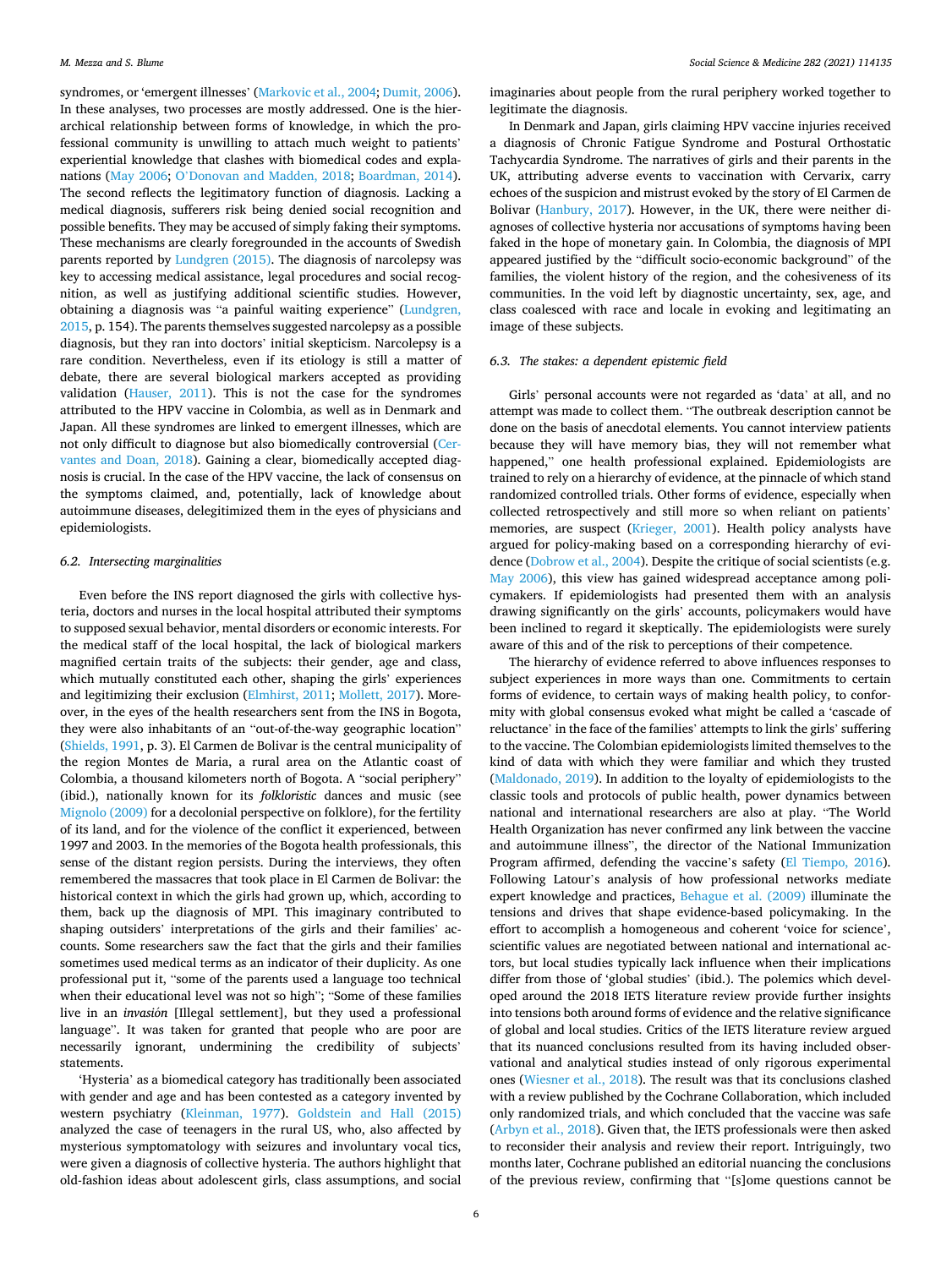syndromes, or 'emergent illnesses' (Markovic et al., 2004; Dumit, 2006). In these analyses, two processes are mostly addressed. One is the hierarchical relationship between forms of knowledge, in which the professional community is unwilling to attach much weight to patients' experiential knowledge that clashes with biomedical codes and explanations (May 2006; O'Donovan and Madden, 2018; Boardman, 2014). The second reflects the legitimatory function of diagnosis. Lacking a medical diagnosis, sufferers risk being denied social recognition and possible benefits. They may be accused of simply faking their symptoms. These mechanisms are clearly foregrounded in the accounts of Swedish parents reported by Lundgren (2015). The diagnosis of narcolepsy was key to accessing medical assistance, legal procedures and social recognition, as well as justifying additional scientific studies. However, obtaining a diagnosis was "a painful waiting experience" (Lundgren, 2015, p. 154). The parents themselves suggested narcolepsy as a possible diagnosis, but they ran into doctors' initial skepticism. Narcolepsy is a rare condition. Nevertheless, even if its etiology is still a matter of debate, there are several biological markers accepted as providing validation (Hauser, 2011). This is not the case for the syndromes attributed to the HPV vaccine in Colombia, as well as in Denmark and Japan. All these syndromes are linked to emergent illnesses, which are not only difficult to diagnose but also biomedically controversial (Cervantes and Doan, 2018). Gaining a clear, biomedically accepted diagnosis is crucial. In the case of the HPV vaccine, the lack of consensus on the symptoms claimed, and, potentially, lack of knowledge about autoimmune diseases, delegitimized them in the eyes of physicians and epidemiologists.

### 6.2. Intersecting marginalities

Even before the INS report diagnosed the girls with collective hysteria, doctors and nurses in the local hospital attributed their symptoms to supposed sexual behavior, mental disorders or economic interests. For the medical staff of the local hospital, the lack of biological markers magnified certain traits of the subjects: their gender, age and class, which mutually constituted each other, shaping the girls' experiences and legitimizing their exclusion (Elmhirst, 2011; Mollett, 2017). Moreover, in the eyes of the health researchers sent from the INS in Bogota, they were also inhabitants of an "out-of-the-way geographic location" (Shields, 1991, p. 3). El Carmen de Bolivar is the central municipality of the region Montes de Maria, a rural area on the Atlantic coast of Colombia, a thousand kilometers north of Bogota. A "social periphery" (ibid.), nationally known for its *folkloristic* dances and music (see Mignolo (2009) for a decolonial perspective on folklore), for the fertility of its land, and for the violence of the conflict it experienced, between 1997 and 2003. In the memories of the Bogota health professionals, this sense of the distant region persists. During the interviews, they often remembered the massacres that took place in El Carmen de Bolivar: the historical context in which the girls had grown up, which, according to them, back up the diagnosis of MPI. This imaginary contributed to shaping outsiders' interpretations of the girls and their families' accounts. Some researchers saw the fact that the girls and their families sometimes used medical terms as an indicator of their duplicity. As one professional put it, "some of the parents used a language too technical when their educational level was not so high"; "Some of these families live in an *invasión* [Illegal settlement], but they used a professional language". It was taken for granted that people who are poor are necessarily ignorant, undermining the credibility of subjects' statements.

'Hysteria' as a biomedical category has traditionally been associated with gender and age and has been contested as a category invented by western psychiatry (Kleinman, 1977). Goldstein and Hall (2015) analyzed the case of teenagers in the rural US, who, also affected by mysterious symptomatology with seizures and involuntary vocal tics, were given a diagnosis of collective hysteria. The authors highlight that old-fashion ideas about adolescent girls, class assumptions, and social imaginaries about people from the rural periphery worked together to legitimate the diagnosis.

In Denmark and Japan, girls claiming HPV vaccine injuries received a diagnosis of Chronic Fatigue Syndrome and Postural Orthostatic Tachycardia Syndrome. The narratives of girls and their parents in the UK, attributing adverse events to vaccination with Cervarix, carry echoes of the suspicion and mistrust evoked by the story of El Carmen de Bolivar (Hanbury, 2017). However, in the UK, there were neither diagnoses of collective hysteria nor accusations of symptoms having been faked in the hope of monetary gain. In Colombia, the diagnosis of MPI appeared justified by the "difficult socio-economic background" of the families, the violent history of the region, and the cohesiveness of its communities. In the void left by diagnostic uncertainty, sex, age, and class coalesced with race and locale in evoking and legitimating an image of these subjects.

### 6.3. The stakes: a dependent epistemic field

Girls' personal accounts were not regarded as 'data' at all, and no attempt was made to collect them. "The outbreak description cannot be done on the basis of anecdotal elements. You cannot interview patients because they will have memory bias, they will not remember what happened," one health professional explained. Epidemiologists are trained to rely on a hierarchy of evidence, at the pinnacle of which stand randomized controlled trials. Other forms of evidence, especially when collected retrospectively and still more so when reliant on patients' memories, are suspect (Krieger, 2001). Health policy analysts have argued for policy-making based on a corresponding hierarchy of evidence (Dobrow et al., 2004). Despite the critique of social scientists (e.g. May 2006), this view has gained widespread acceptance among policymakers. If epidemiologists had presented them with an analysis drawing significantly on the girls' accounts, policymakers would have been inclined to regard it skeptically. The epidemiologists were surely aware of this and of the risk to perceptions of their competence.

The hierarchy of evidence referred to above influences responses to subject experiences in more ways than one. Commitments to certain forms of evidence, to certain ways of making health policy, to conformity with global consensus evoked what might be called a 'cascade of reluctance' in the face of the families' attempts to link the girls' suffering to the vaccine. The Colombian epidemiologists limited themselves to the kind of data with which they were familiar and which they trusted (Maldonado, 2019). In addition to the loyalty of epidemiologists to the classic tools and protocols of public health, power dynamics between national and international researchers are also at play. "The World Health Organization has never confirmed any link between the vaccine and autoimmune illness", the director of the National Immunization Program affirmed, defending the vaccine's safety (El Tiempo, 2016). Following Latour's analysis of how professional networks mediate expert knowledge and practices, Behague et al. (2009) illuminate the tensions and drives that shape evidence-based policymaking. In the effort to accomplish a homogeneous and coherent 'voice for science', scientific values are negotiated between national and international actors, but local studies typically lack influence when their implications differ from those of 'global studies' (ibid.). The polemics which developed around the 2018 IETS literature review provide further insights into tensions both around forms of evidence and the relative significance of global and local studies. Critics of the IETS literature review argued that its nuanced conclusions resulted from its having included observational and analytical studies instead of only rigorous experimental ones (Wiesner et al., 2018). The result was that its conclusions clashed with a review published by the Cochrane Collaboration, which included only randomized trials, and which concluded that the vaccine was safe (Arbyn et al., 2018). Given that, the IETS professionals were then asked to reconsider their analysis and review their report. Intriguingly, two months later, Cochrane published an editorial nuancing the conclusions of the previous review, confirming that "[s]ome questions cannot be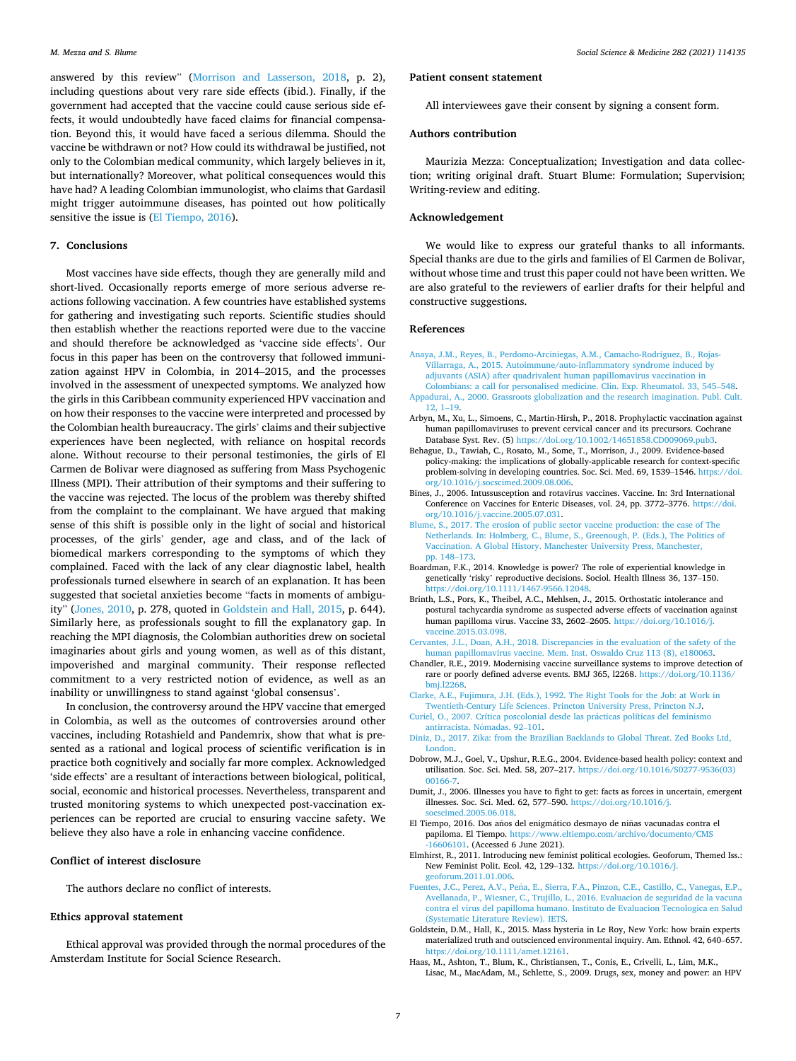answered by this review" (Morrison and Lasserson, 2018, p. 2), including questions about very rare side effects (ibid.). Finally, if the government had accepted that the vaccine could cause serious side effects, it would undoubtedly have faced claims for financial compensation. Beyond this, it would have faced a serious dilemma. Should the vaccine be withdrawn or not? How could its withdrawal be justified, not only to the Colombian medical community, which largely believes in it, but internationally? Moreover, what political consequences would this have had? A leading Colombian immunologist, who claims that Gardasil might trigger autoimmune diseases, has pointed out how politically sensitive the issue is (El Tiempo, 2016).

## 7. Conclusions

Most vaccines have side effects, though they are generally mild and short-lived. Occasionally reports emerge of more serious adverse reactions following vaccination. A few countries have established systems for gathering and investigating such reports. Scientific studies should then establish whether the reactions reported were due to the vaccine and should therefore be acknowledged as 'vaccine side effects'. Our focus in this paper has been on the controversy that followed immunization against HPV in Colombia, in 2014–2015, and the processes involved in the assessment of unexpected symptoms. We analyzed how the girls in this Caribbean community experienced HPV vaccination and on how their responses to the vaccine were interpreted and processed by the Colombian health bureaucracy. The girls' claims and their subjective experiences have been neglected, with reliance on hospital records alone. Without recourse to their personal testimonies, the girls of El Carmen de Bolivar were diagnosed as suffering from Mass Psychogenic Illness (MPI). Their attribution of their symptoms and their suffering to the vaccine was rejected. The locus of the problem was thereby shifted from the complaint to the complainant. We have argued that making sense of this shift is possible only in the light of social and historical processes, of the girls' gender, age and class, and of the lack of biomedical markers corresponding to the symptoms of which they complained. Faced with the lack of any clear diagnostic label, health professionals turned elsewhere in search of an explanation. It has been suggested that societal anxieties become "facts in moments of ambiguity" (Jones, 2010, p. 278, quoted in Goldstein and Hall, 2015, p. 644). Similarly here, as professionals sought to fill the explanatory gap. In reaching the MPI diagnosis, the Colombian authorities drew on societal imaginaries about girls and young women, as well as of this distant, impoverished and marginal community. Their response reflected commitment to a very restricted notion of evidence, as well as an inability or unwillingness to stand against 'global consensus'.

In conclusion, the controversy around the HPV vaccine that emerged in Colombia, as well as the outcomes of controversies around other vaccines, including Rotashield and Pandemrix, show that what is presented as a rational and logical process of scientific verification is in practice both cognitively and socially far more complex. Acknowledged 'side effects' are a resultant of interactions between biological, political, social, economic and historical processes. Nevertheless, transparent and trusted monitoring systems to which unexpected post-vaccination experiences can be reported are crucial to ensuring vaccine safety. We believe they also have a role in enhancing vaccine confidence.

## Conflict of interest disclosure

The authors declare no conflict of interests.

## Ethics approval statement

Ethical approval was provided through the normal procedures of the Amsterdam Institute for Social Science Research.

## Patient consent statement

All interviewees gave their consent by signing a consent form.

## Authors contribution

Maurizia Mezza: Conceptualization; Investigation and data collection; writing original draft. Stuart Blume: Formulation; Supervision; Writing-review and editing.

## Acknowledgement

We would like to express our grateful thanks to all informants. Special thanks are due to the girls and families of El Carmen de Bolivar, without whose time and trust this paper could not have been written. We are also grateful to the reviewers of earlier drafts for their helpful and constructive suggestions.

## References

Anaya, J.M., Reyes, B., Perdomo-Arciniegas, A.M., Camacho-Rodriguez, B., Rojas-Villarraga, A., 2015. Autoimmune/auto-inflammatory syndrome induced by adjuvants (ASIA) after quadrivalent human papillomavirus vaccination in Colombians: a call for personalised medicine. Clin. Exp. Rheumatol. 33, 545–548.

Appadurai, A., 2000. Grassroots globalization and the research imagination. Publ. Cult. 12, 1–19.

Arbyn, M., Xu, L., Simoens, C., Martin-Hirsh, P., 2018. Prophylactic vaccination against human papillomaviruses to prevent cervical cancer and its precursors. Cochrane Database Syst. Rev. (5) https://doi.org/10.1002/14651858.CD009069.pub3.

Behague, D., Tawiah, C., Rosato, M., Some, T., Morrison, J., 2009. Evidence-based policy-making: the implications of globally-applicable research for context-specific problem-solving in developing countries. Soc. Sci. Med. 69, 1539–1546. https://doi.org/10.1016/j.socscimed.2009.08.006.

Bines, J., 2006. Intussusception and rotavirus vaccines. Vaccine. In: 3rd International Conference on Vaccines for Enteric Diseases, vol. 24, pp. 3772–3776. https://doi.org/10.1016/j.vaccine.2005.07.031.

Blume, S., 2017. The erosion of public sector vaccine production: the case of The Netherlands. In: Holmberg, C., Blume, S., Greenough, P. (Eds.), The Politics of Vaccination. A Global History. Manchester University Press, Manchester, pp. 148–173.

Boardman, F.K., 2014. Knowledge is power? The role of experiential knowledge in genetically 'risky' reproductive decisions. Sociol. Health Illness 36, 137–150. https://doi.org/10.1111/1467-9566.12048.

Brinth, L.S., Pors, K., Theibel, A.C., Mehlsen, J., 2015. Orthostatic intolerance and postural tachycardia syndrome as suspected adverse effects of vaccination against human papilloma virus. Vaccine 33, 2602–2605. https://doi.org/10.1016/j.vaccine.2015.03.098.

Cervantes, J.L., Doan, A.H., 2018. Discrepancies in the evaluation of the safety of the human papillomavirus vaccine. Mem. Inst. Oswaldo Cruz 113 (8), e180063.

Chandler, R.E., 2019. Modernising vaccine surveillance systems to improve detection of rare or poorly defined adverse events. BMJ 365, l2268. https://doi.org/10.1136/bmj.l2268.

Clarke, A.E., Fujimura, J.H. (Eds.), 1992. The Right Tools for the Job: at Work in Twentieth-Century Life Sciences. Princton University Press, Princton N.J.

Curiel, O., 2007. Crítica poscolonial desde las prácticas políticas del feminismo antirracista. Nómadas. 92–101.

Diniz, D., 2017. Zika: from the Brazilian Backlands to Global Threat. Zed Books Ltd, London.

Dobrow, M.J., Goel, V., Upshur, R.E.G., 2004. Evidence-based health policy: context and utilisation. Soc. Sci. Med. 58, 207–217. https://doi.org/10.1016/S0277-9536(03)00166-7.

Dumit, J., 2006. Illnesses you have to fight to get: facts as forces in uncertain, emergent illnesses. Soc. Sci. Med. 62, 577–590. https://doi.org/10.1016/j.socscimed.2005.06.018.

El Tiempo, 2016. Dos años del enigmático desmayo de niñas vacunadas contra el papiloma. El Tiempo. https://www.eltiempo.com/archivo/documento/CMS-16606101. (Accessed 6 June 2021).

Elmhirst, R., 2011. Introducing new feminist political ecologies. Geoforum, Themed Iss.: New Feminist Polit. Ecol. 42, 129–132. https://doi.org/10.1016/j.geoforum.2011.01.006.

Fuentes, J.C., Perez, A.V., Peña, E., Sierra, F.A., Pinzon, C.E., Castillo, C., Vanegas, E.P., Avellanada, P., Wiesner, C., Trujillo, L., 2016. Evaluacion de seguridad de la vacuna contra el virus del papilloma humano. Instituto de Evaluacion Tecnologica en Salud (Systematic Literature Review). IETS.

Goldstein, D.M., Hall, K., 2015. Mass hysteria in Le Roy, New York: how brain experts materialized truth and outscienced environmental inquiry. Am. Ethnol. 42, 640–657. https://doi.org/10.1111/amet.12161.

Haas, M., Ashton, T., Blum, K., Christiansen, T., Conis, E., Crivelli, L., Lim, M.K., Lisac, M., MacAdam, M., Schlette, S., 2009. Drugs, sex, money and power: an HPV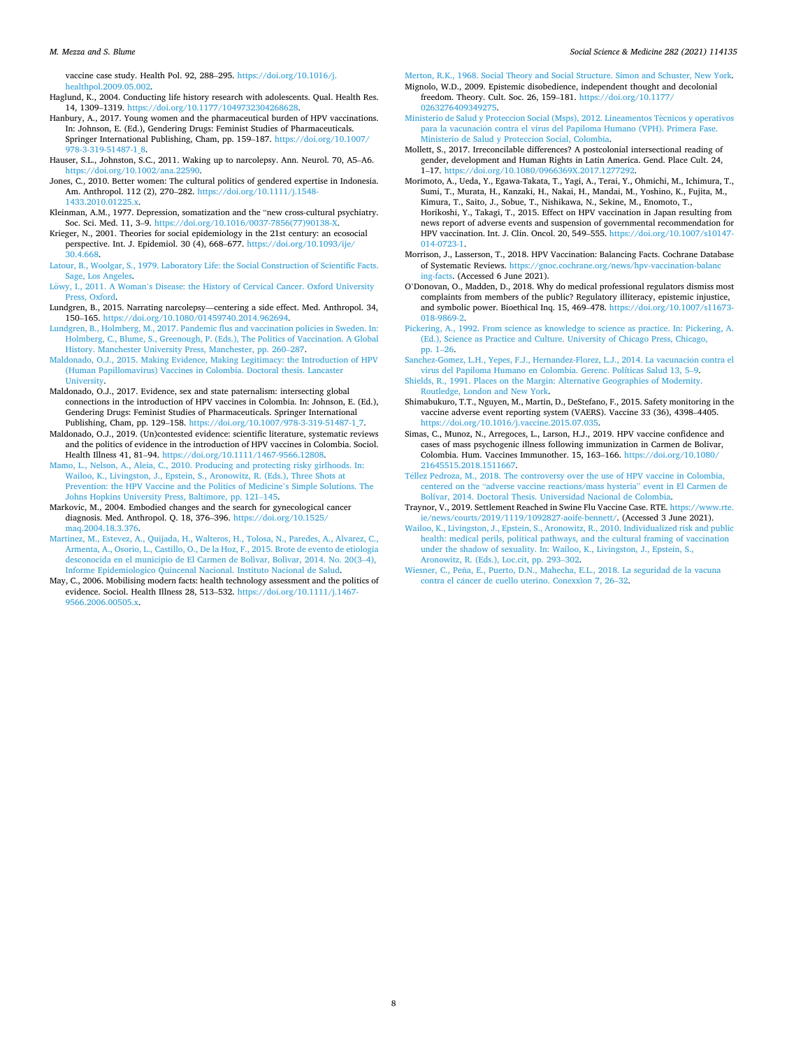vaccine case study. Health Pol. 92, 288–295. https://doi.org/10.1016/j.healthpol.2009.05.002.

Haglund, K., 2004. Conducting life history research with adolescents. Qual. Health Res. 14, 1309–1319. https://doi.org/10.1177/1049732304268628.

Hanbury, A., 2017. Young women and the pharmaceutical burden of HPV vaccinations. In: Johnson, E. (Ed.), Gendering Drugs: Feminist Studies of Pharmaceuticals. Springer International Publishing, Cham, pp. 159–187. https://doi.org/10.1007/978-3-319-51487-1_8.

Hauser, S.L., Johnston, S.C., 2011. Waking up to narcolepsy. Ann. Neurol. 70, A5–A6. https://doi.org/10.1002/ana.22590.

Jones, C., 2010. Better women: The cultural politics of gendered expertise in Indonesia. Am. Anthropol. 112 (2), 270–282. https://doi.org/10.1111/j.1548-1433.2010.01225.x.

Kleinman, A.M., 1977. Depression, somatization and the "new cross-cultural psychiatry. Soc. Sci. Med. 11, 3–9. https://doi.org/10.1016/0037-7856(77)90138-X.

Krieger, N., 2001. Theories for social epidemiology in the 21st century: an ecosocial perspective. Int. J. Epidemiol. 30 (4), 668–677. https://doi.org/10.1093/ije/30.4.668.

Latour, B., Woolgar, S., 1979. Laboratory Life: the Social Construction of Scientific Facts. Sage, Los Angeles.

Löwy, I., 2011. A Woman's Disease: the History of Cervical Cancer. Oxford University Press, Oxford.

Lundgren, B., 2015. Narrating narcolepsy—centering a side effect. Med. Anthropol. 34, 150–165. https://doi.org/10.1080/01459740.2014.962694.

Lundgren, B., Holmberg, M., 2017. Pandemic flus and vaccination policies in Sweden. In: Holmberg, C., Blume, S., Greenough, P. (Eds.), The Politics of Vaccination. A Global History. Manchester University Press, Manchester, pp. 260–287.

Maldonado, O.J., 2015. Making Evidence, Making Legitimacy: the Introduction of HPV (Human Papillomavirus) Vaccines in Colombia. Doctoral thesis. Lancaster University.

Maldonado, O.J., 2017. Evidence, sex and state paternalism: intersecting global connections in the introduction of HPV vaccines in Colombia. In: Johnson, E. (Ed.), Gendering Drugs: Feminist Studies of Pharmaceuticals. Springer International Publishing, Cham, pp. 129–158. https://doi.org/10.1007/978-3-319-51487-1_7.

Maldonado, O.J., 2019. (Un)contested evidence: scientific literature, systematic reviews and the politics of evidence in the introduction of HPV vaccines in Colombia. Sociol. Health Illness 41, 81–94. https://doi.org/10.1111/1467-9566.12808.

Mamo, L., Nelson, A., Aleia, C., 2010. Producing and protecting risky girlhoods. In: Wailoo, K., Livingston, J., Epstein, S., Aronowitz, R. (Eds.), Three Shots at Prevention: the HPV Vaccine and the Politics of Medicine's Simple Solutions. The Johns Hopkins University Press, Baltimore, pp. 121–145.

Markovic, M., 2004. Embodied changes and the search for gynecological cancer diagnosis. Med. Anthropol. Q. 18, 376–396. https://doi.org/10.1525/maq.2004.18.3.376.

Martinez, M., Estevez, A., Quijada, H., Walteros, H., Tolosa, N., Paredes, A., Alvarez, C., Armenta, A., Osorio, L., Castillo, O., De la Hoz, F., 2015. Brote de evento de etiologia desconocida en el municipio de El Carmen de Bolivar, Bolivar, 2014. No. 20(3–4), Informe Epidemiologico Quincenal Nacional. Instituto Nacional de Salud.

May, C., 2006. Mobilising modern facts: health technology assessment and the politics of evidence. Sociol. Health Illness 28, 513–532. https://doi.org/10.1111/j.1467-9566.2006.00505.x.

Merton, R.K., 1968. Social Theory and Social Structure. Simon and Schuster, New York.

Mignolo, W.D., 2009. Epistemic disobedience, independent thought and decolonial freedom. Theory. Cult. Soc. 26, 159–181. https://doi.org/10.1177/0263276409349275.

Ministerio de Salud y Proteccion Social (Msps), 2012. Lineamentos Técnicos y operativos para la vacunación contra el virus del Papiloma Humano (VPH). Primera Fase. Ministerio de Salud y Proteccion Social, Colombia.

Mollett, S., 2017. Irreconcilable differences? A postcolonial intersectional reading of gender, development and Human Rights in Latin America. Gend. Place Cult. 24, 1–17. https://doi.org/10.1080/0966369X.2017.1277292.

Morimoto, A., Ueda, Y., Egawa-Takata, T., Yagi, A., Terai, Y., Ohmichi, M., Ichimura, T., Sumi, T., Murata, H., Kanzaki, H., Nakai, H., Mandai, M., Yoshino, K., Fujita, M., Kimura, T., Saito, J., Sobue, T., Nishikawa, N., Sekine, M., Enomoto, T., Horikoshi, Y., Takagi, T., 2015. Effect on HPV vaccination in Japan resulting from news report of adverse events and suspension of governmental recommendation for HPV vaccination. Int. J. Clin. Oncol. 20, 549–555. https://doi.org/10.1007/s10147-014-0723-1.

Morrison, J., Lasserson, T., 2018. HPV Vaccination: Balancing Facts. Cochrane Database of Systematic Reviews. https://gnoc.cochrane.org/news/hpv-vaccination-balancing-facts. (Accessed 6 June 2021).

O'Donovan, O., Madden, D., 2018. Why do medical professional regulators dismiss most complaints from members of the public? Regulatory illiteracy, epistemic injustice, and symbolic power. Bioethical Inq. 15, 469–478. https://doi.org/10.1007/s11673-018-9869-2.

Pickering, A., 1992. From science as knowledge to science as practice. In: Pickering, A. (Ed.), Science as Practice and Culture. University of Chicago Press, Chicago, pp. 1–26.

Sanchez-Gomez, L.H., Yepes, F.J., Hernandez-Florez, L.J., 2014. La vacunación contra el virus del Papiloma Humano en Colombia. Gerenc. Políticas Salud 13, 5–9.

Shields, R., 1991. Places on the Margin: Alternative Geographies of Modernity. Routledge, London and New York.

Shimabukuro, T.T., Nguyen, M., Martin, D., DeStefano, F., 2015. Safety monitoring in the vaccine adverse event reporting system (VAERS). Vaccine 33 (36), 4398–4405. https://doi.org/10.1016/j.vaccine.2015.07.035.

Simas, C., Munoz, N., Arregoces, L., Larson, H.J., 2019. HPV vaccine confidence and cases of mass psychogenic illness following immunization in Carmen de Bolivar, Colombia. Hum. Vaccines Immunother. 15, 163–166. https://doi.org/10.1080/21645515.2018.1511667.

Téllez Pedroza, M., 2018. The controversy over the use of HPV vaccine in Colombia, centered on the "adverse vaccine reactions/mass hysteria" event in El Carmen de Bolívar, 2014. Doctoral Thesis. Universidad Nacional de Colombia.

Traynor, V., 2019. Settlement Reached in Swine Flu Vaccine Case. RTE. https://www.rte.ie/news/courts/2019/1119/1092827-aoife-bennett/. (Accessed 3 June 2021).

Wailoo, K., Livingston, J., Epstein, S., Aronowitz, R., 2010. Individualized risk and public health: medical perils, political pathways, and the cultural framing of vaccination under the shadow of sexuality. In: Wailoo, K., Livingston, J., Epstein, S., Aronowitz, R. (Eds.), Loc.cit, pp. 293–302.

Wiesner, C., Peña, E., Puerto, D.N., Mahecha, E.L., 2018. La seguridad de la vacuna contra el cáncer de cuello uterino. Conexxion 7, 26–32.